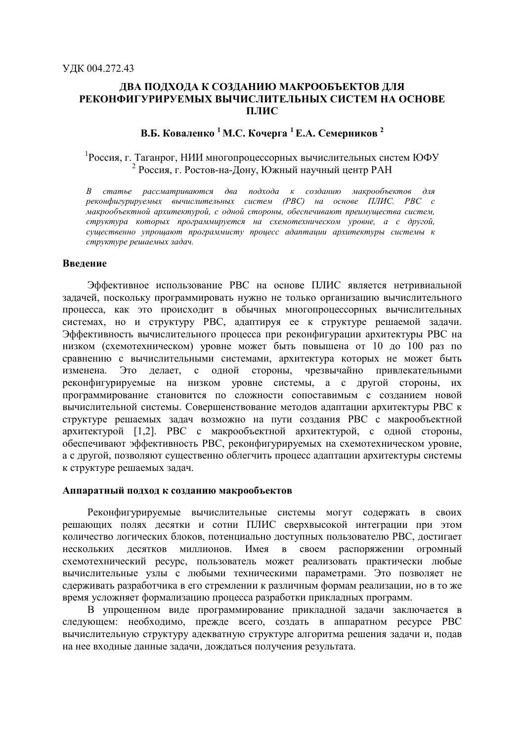УДК 004.272.43

# ДВА ПОДХОДА К СОЗДАНИЮ МАКРООБЪЕКТОВ ДЛЯ РЕКОНФИГУРИРУЕМЫХ ВЫЧИСЛИТЕЛЬНЫХ СИСТЕМ НА ОСНОВЕ ПЛИС

**В.Б. Коваленко [1] М.С. Кочерга [1] Е.А. Семерников [2]**

[1]Россия, г. Таганрог, НИИ многопроцессорных вычислительных систем ЮФУ
[2] Россия, г. Ростов-на-Дону, Южный научный центр РАН

*В статье рассматриваются два подхода к созданию макрообъектов для реконфигурируемых вычислительных систем (РВС) на основе ПЛИС. РВС с макрообъектной архитектурой, с одной стороны, обеспечивают преимущества систем, структура которых программируется на схемотехническом уровне, а с другой, существенно упрощают программисту процесс адаптации архитектуры системы к структуре решаемых задач.*

## Введение

Эффективное использование РВС на основе ПЛИС является нетривиальной задачей, поскольку программировать нужно не только организацию вычислительного процесса, как это происходит в обычных многопроцессорных вычислительных системах, но и структуру РВС, адаптируя ее к структуре решаемой задачи. Эффективность вычислительного процесса при реконфигурации архитектуры РВС на низком (схемотехническом) уровне может быть повышена от 10 до 100 раз по сравнению с вычислительными системами, архитектура которых не может быть изменена. Это делает, с одной стороны, чрезвычайно привлекательными реконфигурируемые на низком уровне системы, а с другой стороны, их программирование становится по сложности сопоставимым с созданием новой вычислительной системы. Совершенствование методов адаптации архитектуры РВС к структуре решаемых задач возможно на пути создания РВС с макрообъектной архитектурой [1,2]. РВС с макрообъектной архитектурой, с одной стороны, обеспечивают эффективность РВС, реконфигурируемых на схемотехническом уровне, а с другой, позволяют существенно облегчить процесс адаптации архитектуры системы к структуре решаемых задач.

## Аппаратный подход к созданию макрообъектов

Реконфигурируемые вычислительные системы могут содержать в своих решающих полях десятки и сотни ПЛИС сверхвысокой интеграции при этом количество логических блоков, потенциально доступных пользователю РВС, достигает нескольких десятков миллионов. Имея в своем распоряжении огромный схемотехнический ресурс, пользователь может реализовать практически любые вычислительные узлы с любыми техническими параметрами. Это позволяет не сдерживать разработчика в его стремлении к различным формам реализации, но в то же время усложняет формализацию процесса разработки прикладных программ.

В упрощенном виде программирование прикладной задачи заключается в следующем: необходимо, прежде всего, создать в аппаратном ресурсе РВС вычислительную структуру адекватную структуре алгоритма решения задачи и, подав на нее входные данные задачи, дождаться получения результата.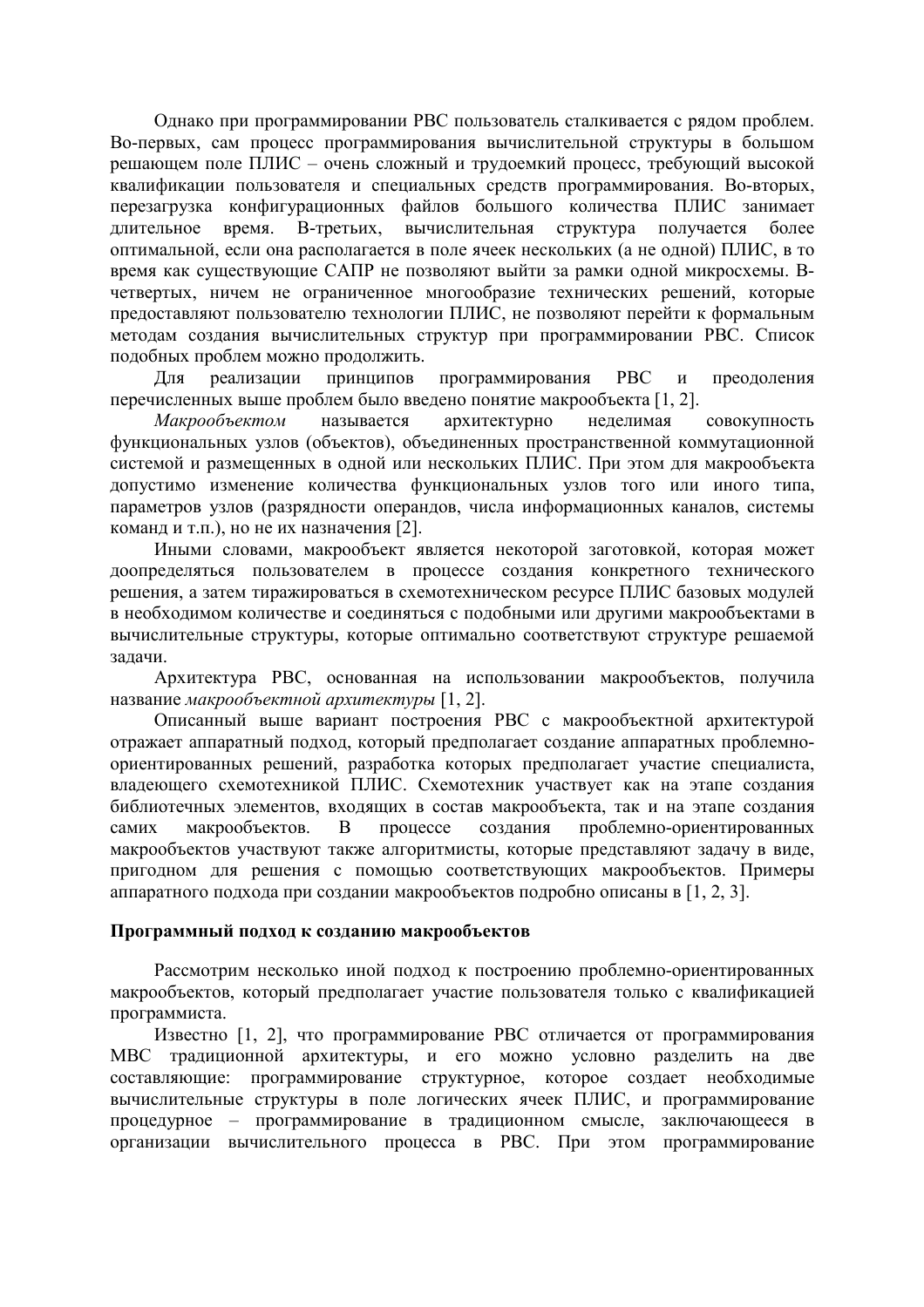Однако при программировании РВС пользователь сталкивается с рядом проблем. Во-первых, сам процесс программирования вычислительной структуры в большом решающем поле ПЛИС – очень сложный и трудоемкий процесс, требующий высокой квалификации пользователя и специальных средств программирования. Во-вторых, перезагрузка конфигурационных файлов большого количества ПЛИС занимает длительное время. В-третьих, вычислительная структура получается более оптимальной, если она располагается в поле ячеек нескольких (а не одной) ПЛИС, в то время как существующие САПР не позволяют выйти за рамки одной микросхемы. В-четвертых, ничем не ограниченное многообразие технических решений, которые предоставляют пользователю технологии ПЛИС, не позволяют перейти к формальным методам создания вычислительных структур при программировании РВС. Список подобных проблем можно продолжить.

Для реализации принципов программирования РВС и преодоления перечисленных выше проблем было введено понятие макрообъекта [1, 2].

*Макрообъектом* называется архитектурно неделимая совокупность функциональных узлов (объектов), объединенных пространственной коммутационной системой и размещенных в одной или нескольких ПЛИС. При этом для макрообъекта допустимо изменение количества функциональных узлов того или иного типа, параметров узлов (разрядности операндов, числа информационных каналов, системы команд и т.п.), но не их назначения [2].

Иными словами, макрообъект является некоторой заготовкой, которая может доопределяться пользователем в процессе создания конкретного технического решения, а затем тиражироваться в схемотехническом ресурсе ПЛИС базовых модулей в необходимом количестве и соединяться с подобными или другими макрообъектами в вычислительные структуры, которые оптимально соответствуют структуре решаемой задачи.

Архитектура РВС, основанная на использовании макрообъектов, получила название *макрообъектной архитектуры* [1, 2].

Описанный выше вариант построения РВС с макрообъектной архитектурой отражает аппаратный подход, который предполагает создание аппаратных проблемно-ориентированных решений, разработка которых предполагает участие специалиста, владеющего схемотехникой ПЛИС. Схемотехник участвует как на этапе создания библиотечных элементов, входящих в состав макрообъекта, так и на этапе создания самих макрообъектов. В процессе создания проблемно-ориентированных макрообъектов участвуют также алгоритмисты, которые представляют задачу в виде, пригодном для решения с помощью соответствующих макрообъектов. Примеры аппаратного подхода при создании макрообъектов подробно описаны в [1, 2, 3].

**Программный подход к созданию макрообъектов**

Рассмотрим несколько иной подход к построению проблемно-ориентированных макрообъектов, который предполагает участие пользователя только с квалификацией программиста.

Известно [1, 2], что программирование РВС отличается от программирования МВС традиционной архитектуры, и его можно условно разделить на две составляющие: программирование структурное, которое создает необходимые вычислительные структуры в поле логических ячеек ПЛИС, и программирование процедурное – программирование в традиционном смысле, заключающееся в организации вычислительного процесса в РВС. При этом программирование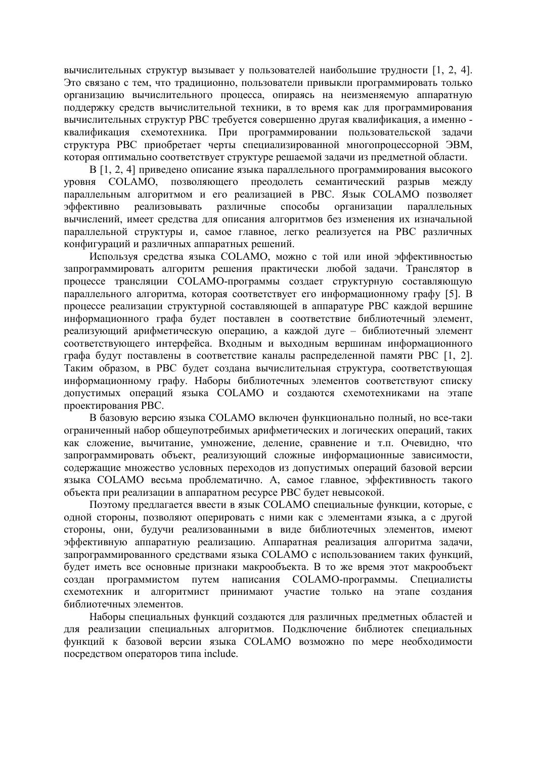вычислительных структур вызывает у пользователей наибольшие трудности [1, 2, 4]. Это связано с тем, что традиционно, пользователи привыкли программировать только организацию вычислительного процесса, опираясь на неизменяемую аппаратную поддержку средств вычислительной техники, в то время как для программирования вычислительных структур РВС требуется совершенно другая квалификация, а именно - квалификация схемотехника. При программировании пользовательской задачи структура РВС приобретает черты специализированной многопроцессорной ЭВМ, которая оптимально соответствует структуре решаемой задачи из предметной области.

В [1, 2, 4] приведено описание языка параллельного программирования высокого уровня COLAMO, позволяющего преодолеть семантический разрыв между параллельным алгоритмом и его реализацией в РВС. Язык COLAMO позволяет эффективно реализовывать различные способы организации параллельных вычислений, имеет средства для описания алгоритмов без изменения их изначальной параллельной структуры и, самое главное, легко реализуется на РВС различных конфигураций и различных аппаратных решений.

Используя средства языка COLAMO, можно с той или иной эффективностью запрограммировать алгоритм решения практически любой задачи. Транслятор в процессе трансляции COLAMO-программы создает структурную составляющую параллельного алгоритма, которая соответствует его информационному графу [5]. В процессе реализации структурной составляющей в аппаратуре РВС каждой вершине информационного графа будет поставлен в соответствие библиотечный элемент, реализующий арифметическую операцию, а каждой дуге – библиотечный элемент соответствующего интерфейса. Входным и выходным вершинам информационного графа будут поставлены в соответствие каналы распределенной памяти РВС [1, 2]. Таким образом, в РВС будет создана вычислительная структура, соответствующая информационному графу. Наборы библиотечных элементов соответствуют списку допустимых операций языка COLAMO и создаются схемотехниками на этапе проектирования РВС.

В базовую версию языка COLAMO включен функционально полный, но все-таки ограниченный набор общеупотребимых арифметических и логических операций, таких как сложение, вычитание, умножение, деление, сравнение и т.п. Очевидно, что запрограммировать объект, реализующий сложные информационные зависимости, содержащие множество условных переходов из допустимых операций базовой версии языка COLAMO весьма проблематично. А, самое главное, эффективность такого объекта при реализации в аппаратном ресурсе РВС будет невысокой.

Поэтому предлагается ввести в язык COLAMO специальные функции, которые, с одной стороны, позволяют оперировать с ними как с элементами языка, а с другой стороны, они, будучи реализованными в виде библиотечных элементов, имеют эффективную аппаратную реализацию. Аппаратная реализация алгоритма задачи, запрограммированного средствами языка COLAMO с использованием таких функций, будет иметь все основные признаки макрообъекта. В то же время этот макрообъект создан программистом путем написания COLAMO-программы. Специалисты схемотехник и алгоритмист принимают участие только на этапе создания библиотечных элементов.

Наборы специальных функций создаются для различных предметных областей и для реализации специальных алгоритмов. Подключение библиотек специальных функций к базовой версии языка COLAMO возможно по мере необходимости посредством операторов типа include.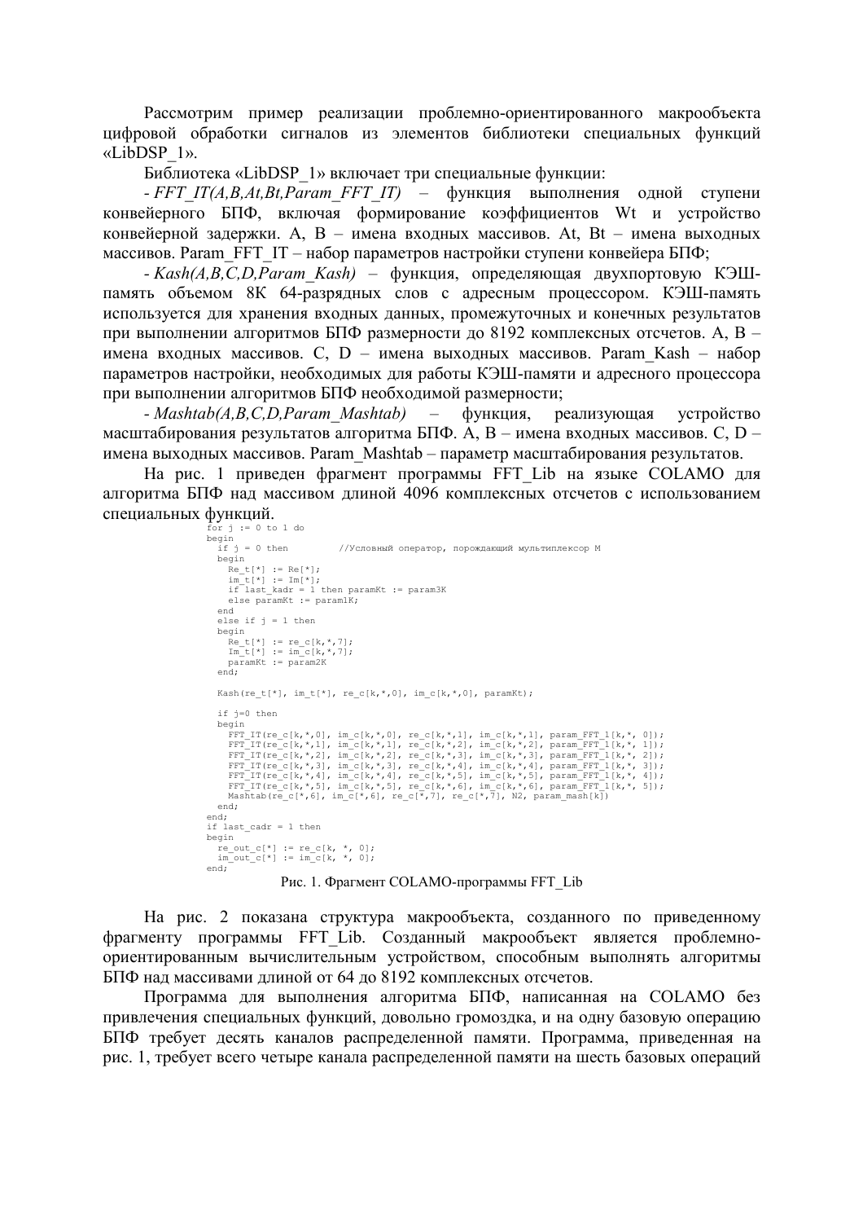Рассмотрим пример реализации проблемно-ориентированного макрообъекта цифровой обработки сигналов из элементов библиотеки специальных функций «LibDSP_1».

Библиотека «LibDSP_1» включает три специальные функции:

- *FFT_IT(A,B,At,Bt,Param_FFT_IT)* – функция выполнения одной ступени конвейерного БПФ, включая формирование коэффициентов Wt и устройство конвейерной задержки. A, B – имена входных массивов. At, Bt – имена выходных массивов. Param_FFT_IT – набор параметров настройки ступени конвейера БПФ;

- *Kash(A,B,C,D,Param_Kash)* – функция, определяющая двухпортовую КЭШ-память объемом 8К 64-разрядных слов с адресным процессором. КЭШ-память используется для хранения входных данных, промежуточных и конечных результатов при выполнении алгоритмов БПФ размерности до 8192 комплексных отсчетов. A, B – имена входных массивов. C, D – имена выходных массивов. Param_Kash – набор параметров настройки, необходимых для работы КЭШ-памяти и адресного процессора при выполнении алгоритмов БПФ необходимой размерности;

- *Mashtab(A,B,C,D,Param_Mashtab)* – функция, реализующая устройство масштабирования результатов алгоритма БПФ. A, B – имена входных массивов. C, D – имена выходных массивов. Param_Mashtab – параметр масштабирования результатов.

На рис. 1 приведен фрагмент программы FFT_Lib на языке COLAMO для алгоритма БПФ над массивом длиной 4096 комплексных отсчетов с использованием специальных функций.

```
for j := 0 to 1 do
begin
  if j = 0 then         //Условный оператор, порождающий мультиплексор M
  begin
    Re_t[*] := Re[*];
    im_t[*] := Im[*];
    if last_kadr = 1 then paramKt := param3K
    else paramKt := param1K;
  end
  else if j = 1 then
  begin
    Re_t[*] := re_c[k,*,7];
    Im_t[*] := im_c[k,*,7];
    paramKt := param2K
  end;

  Kash(re_t[*], im_t[*], re_c[k,*,0], im_c[k,*,0], paramKt);

  if j=0 then
  begin
    FFT_IT(re_c[k,*,0], im_c[k,*,0], re_c[k,*,1], im_c[k,*,1], param_FFT_1[k,*, 0]);
    FFT_IT(re_c[k,*,1], im_c[k,*,1], re_c[k,*,2], im_c[k,*,2], param_FFT_1[k,*, 1]);
    FFT_IT(re_c[k,*,2], im_c[k,*,2], re_c[k,*,3], im_c[k,*,3], param_FFT_1[k,*, 2]);
    FFT_IT(re_c[k,*,3], im_c[k,*,3], re_c[k,*,4], im_c[k,*,4], param_FFT_1[k,*, 3]);
    FFT_IT(re_c[k,*,4], im_c[k,*,4], re_c[k,*,5], im_c[k,*,5], param_FFT_1[k,*, 4]);
    FFT_IT(re_c[k,*,5], im_c[k,*,5], re_c[k,*,6], im_c[k,*,6], param_FFT_1[k,*, 5]);
    Mashtab(re_c[*,6], im_c[*,6], re_c[*,7], re_c[*,7], N2, param_mash[k])
  end;
end;
if last_cadr = 1 then
begin
  re_out_c[*] := re_c[k, *, 0];
  im_out_c[*] := im_c[k, *, 0];
end;
```

Рис. 1. Фрагмент COLAMO-программы FFT_Lib

На рис. 2 показана структура макрообъекта, созданного по приведенному фрагменту программы FFT_Lib. Созданный макрообъект является проблемно-ориентированным вычислительным устройством, способным выполнять алгоритмы БПФ над массивами длиной от 64 до 8192 комплексных отсчетов.

Программа для выполнения алгоритма БПФ, написанная на COLAMO без привлечения специальных функций, довольно громоздка, и на одну базовую операцию БПФ требует десять каналов распределенной памяти. Программа, приведенная на рис. 1, требует всего четыре канала распределенной памяти на шесть базовых операций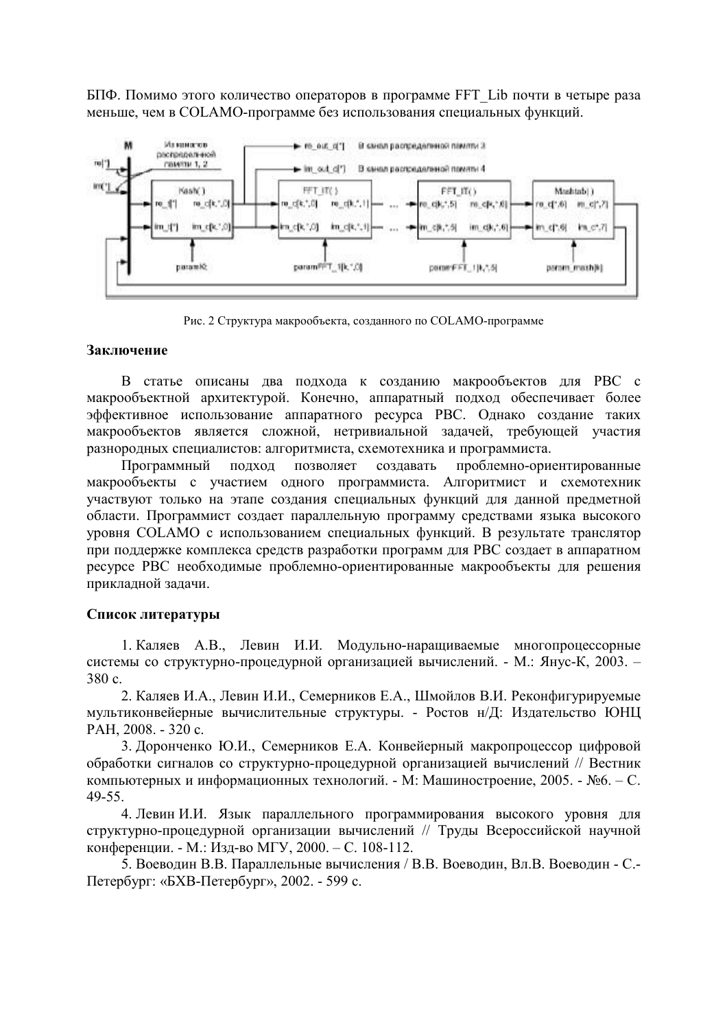БПФ. Помимо этого количество операторов в программе FFT_Lib почти в четыре раза меньше, чем в COLAMO-программе без использования специальных функций.

М

Из каналов распределенной памяти 1, 2

re_out_c[*] В канал распределенной памяти 3

im_out_c[*] В канал распределенной памяти 4

re[*]

im[*]

Kash( )

FFT_IT( )

FFT_IT( )

Mashtab( )

paramK

paramFFT_1[k,*,0]

paramFFT_1[k,*,5]

param_mash[k]

Рис. 2 Структура макрообъекта, созданного по COLAMO-программе

## Заключение

В статье описаны два подхода к созданию макрообъектов для РВС с макрообъектной архитектурой. Конечно, аппаратный подход обеспечивает более эффективное использование аппаратного ресурса РВС. Однако создание таких макрообъектов является сложной, нетривиальной задачей, требующей участия разнородных специалистов: алгоритмиста, схемотехника и программиста.

Программный подход позволяет создавать проблемно-ориентированные макрообъекты с участием одного программиста. Алгоритмист и схемотехник участвуют только на этапе создания специальных функций для данной предметной области. Программист создает параллельную программу средствами языка высокого уровня COLAMO с использованием специальных функций. В результате транслятор при поддержке комплекса средств разработки программ для РВС создает в аппаратном ресурсе РВС необходимые проблемно-ориентированные макрообъекты для решения прикладной задачи.

## Список литературы

1. Каляев А.В., Левин И.И. Модульно-наращиваемые многопроцессорные системы со структурно-процедурной организацией вычислений. - М.: Янус-К, 2003. – 380 с.

2. Каляев И.А., Левин И.И., Семерников Е.А., Шмойлов В.И. Реконфигурируемые мультиконвейерные вычислительные структуры. - Ростов н/Д: Издательство ЮНЦ РАН, 2008. - 320 с.

3. Доронченко Ю.И., Семерников Е.А. Конвейерный макропроцессор цифровой обработки сигналов со структурно-процедурной организацией вычислений // Вестник компьютерных и информационных технологий. - М: Машиностроение, 2005. - №6. – С. 49-55.

4. Левин И.И. Язык параллельного программирования высокого уровня для структурно-процедурной организации вычислений // Труды Всероссийской научной конференции. - М.: Изд-во МГУ, 2000. – С. 108-112.

5. Воеводин В.В. Параллельные вычисления / В.В. Воеводин, Вл.В. Воеводин - С.-Петербург: «БХВ-Петербург», 2002. - 599 с.